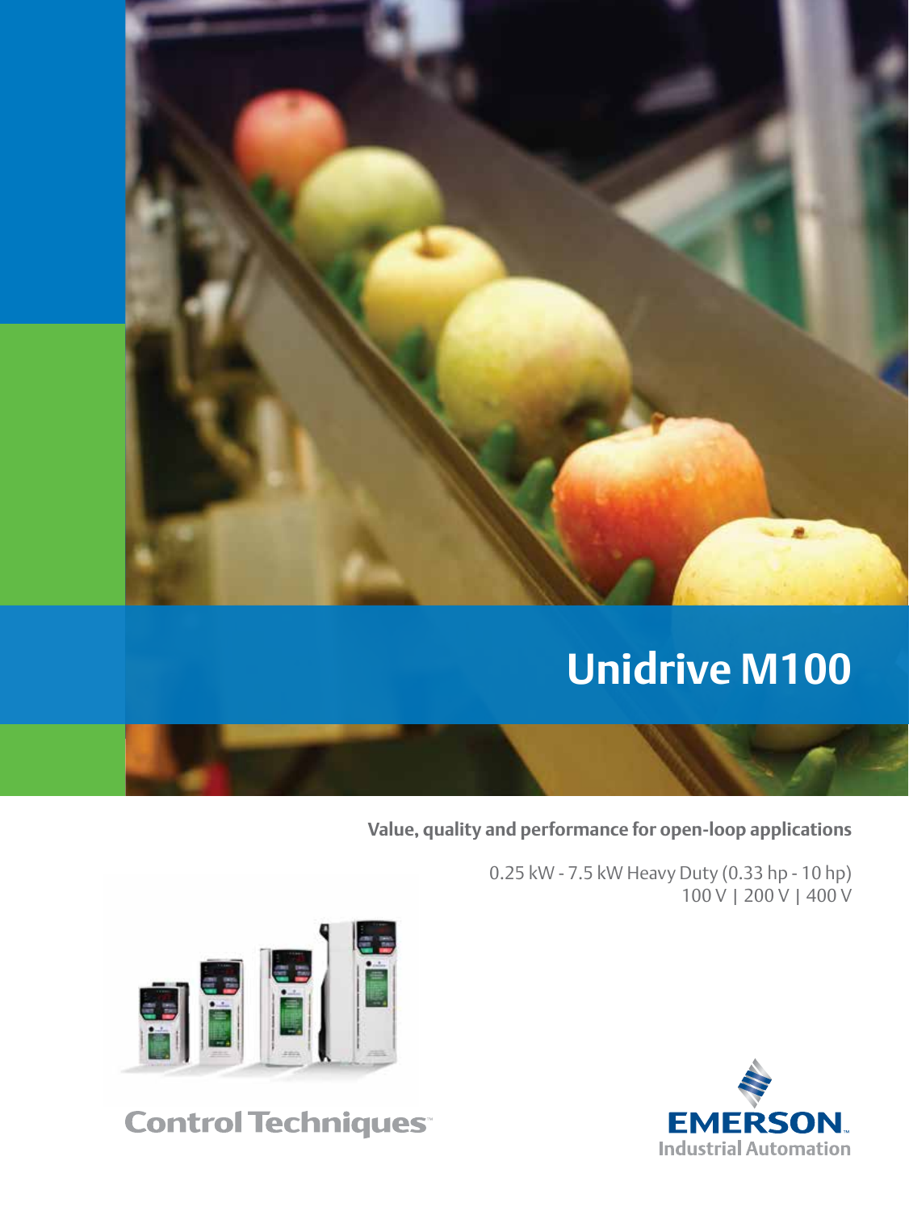# Unidrive M100

**Value, quality and performance for open-loop applications**

0.25 kW - 7.5 kW Heavy Duty (0.33 hp - 10 hp)
100 V | 200 V | 400 V

Control Techniques

EMERSON.
Industrial Automation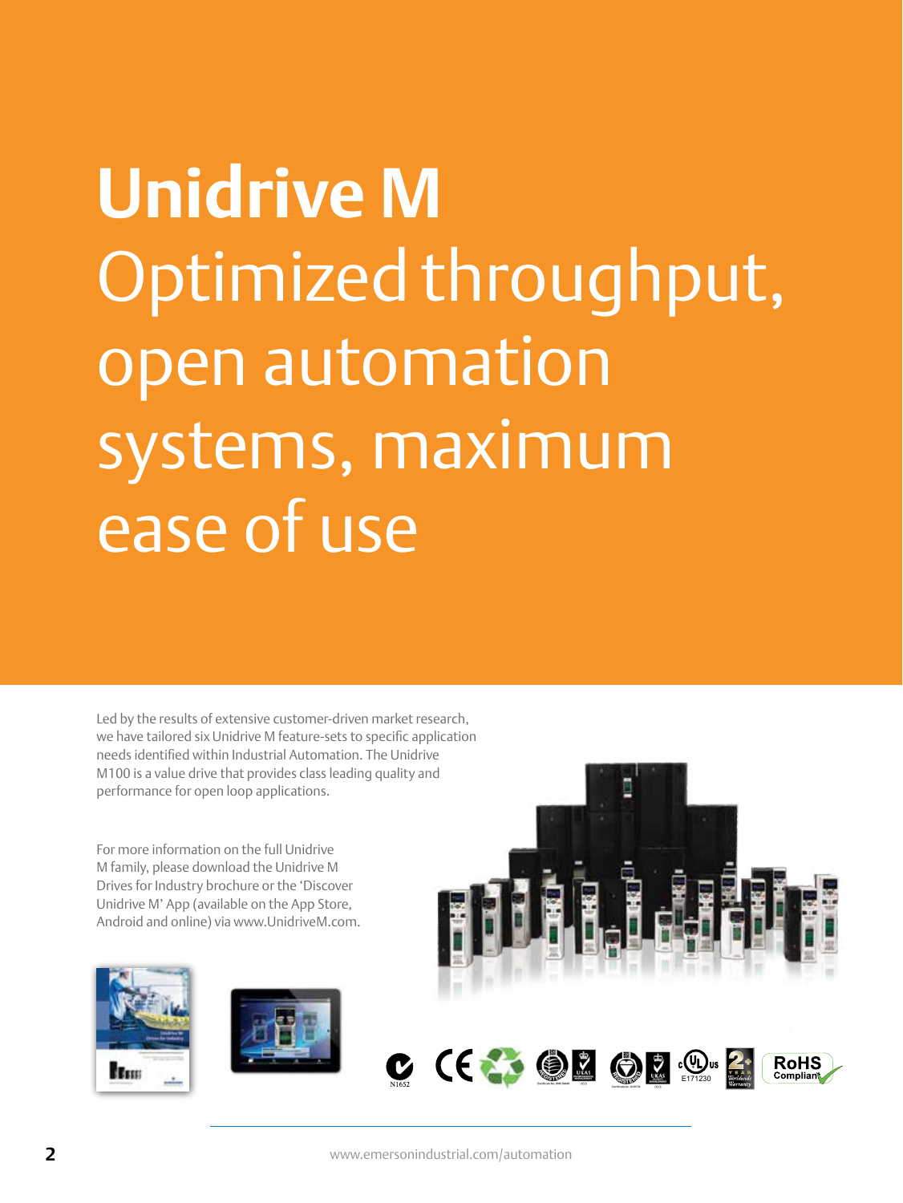# Unidrive M

## Optimized throughput, open automation systems, maximum ease of use

Led by the results of extensive customer-driven market research, we have tailored six Unidrive M feature-sets to specific application needs identified within Industrial Automation. The Unidrive M100 is a value drive that provides class leading quality and performance for open loop applications.

For more information on the full Unidrive M family, please download the Unidrive M Drives for Industry brochure or the 'Discover Unidrive M' App (available on the App Store, Android and online) via www.UnidriveM.com.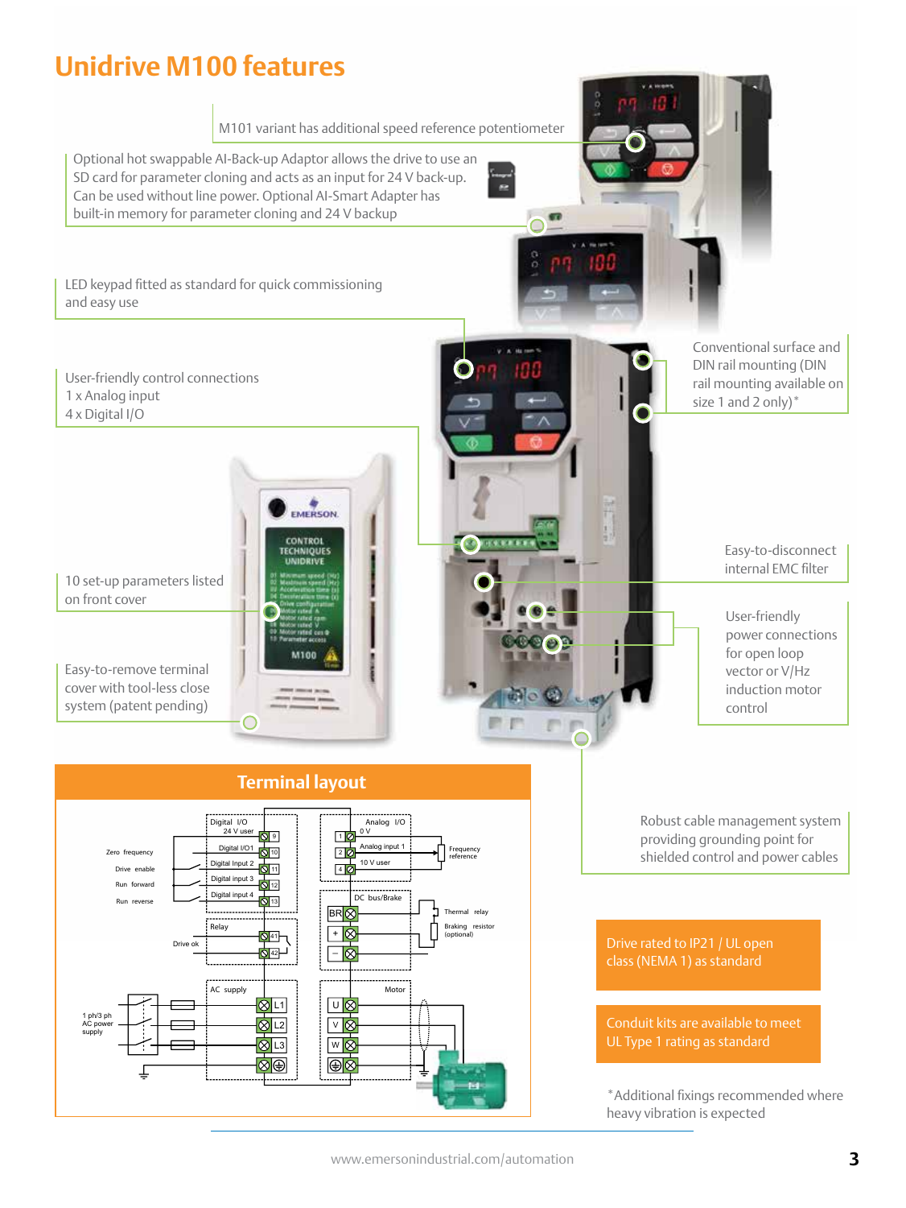# Unidrive M100 features

M101 variant has additional speed reference potentiometer

Optional hot swappable AI-Back-up Adaptor allows the drive to use an SD card for parameter cloning and acts as an input for 24 V back-up. Can be used without line power. Optional AI-Smart Adapter has built-in memory for parameter cloning and 24 V backup

LED keypad fitted as standard for quick commissioning and easy use

User-friendly control connections
1 x Analog input
4 x Digital I/O

10 set-up parameters listed on front cover

Easy-to-remove terminal cover with tool-less close system (patent pending)

Conventional surface and DIN rail mounting (DIN rail mounting available on size 1 and 2 only)*

Easy-to-disconnect internal EMC filter

User-friendly power connections for open loop vector or V/Hz induction motor control

Robust cable management system providing grounding point for shielded control and power cables

## Terminal layout

Digital I/O: 9 – 24 V user; 10 – Digital I/O1 (Zero frequency); 11 – Digital Input 2 (Drive enable); 12 – Digital input 3 (Run forward); 13 – Digital input 4 (Run reverse)

Relay: 41, 42 (Drive ok)

Analog I/O: 1 – 0 V; 2 – Analog input 1 (Frequency reference); 4 – 10 V user

DC bus/Brake: BR, +, − (Thermal relay, Braking resistor (optional))

AC supply: L1, L2, L3, ⏚ (1 ph/3 ph AC power supply)

Motor: U, V, W, ⏚

Drive rated to IP21 / UL open class (NEMA 1) as standard

Conduit kits are available to meet UL Type 1 rating as standard

*Additional fixings recommended where heavy vibration is expected

www.emersonindustrial.com/automation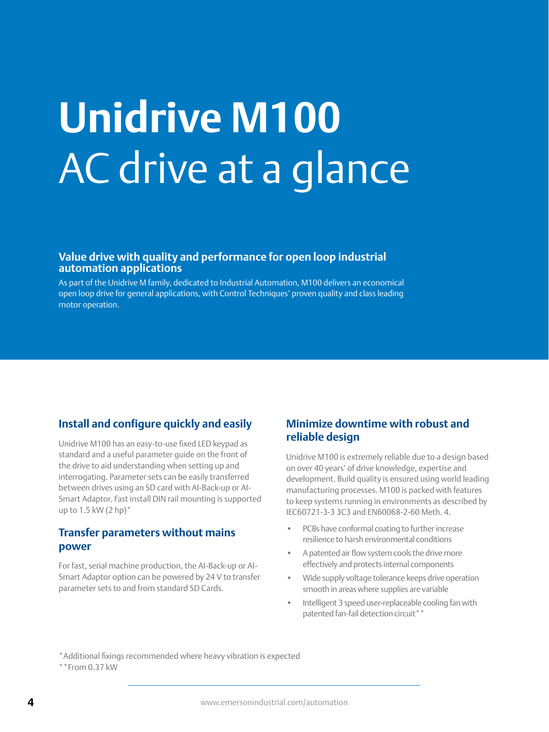# Unidrive M100 AC drive at a glance

## Value drive with quality and performance for open loop industrial automation applications

As part of the Unidrive M family, dedicated to Industrial Automation, M100 delivers an economical open loop drive for general applications, with Control Techniques' proven quality and class leading motor operation.

### Install and configure quickly and easily

Unidrive M100 has an easy-to-use fixed LED keypad as standard and a useful parameter guide on the front of the drive to aid understanding when setting up and interrogating. Parameter sets can be easily transferred between drives using an SD card with AI-Back-up or AI-Smart Adaptor. Fast install DIN rail mounting is supported up to 1.5 kW (2 hp)*

### Transfer parameters without mains power

For fast, serial machine production, the AI-Back-up or AI-Smart Adaptor option can be powered by 24 V to transfer parameter sets to and from standard SD Cards.

### Minimize downtime with robust and reliable design

Unidrive M100 is extremely reliable due to a design based on over 40 years' of drive knowledge, expertise and development. Build quality is ensured using world leading manufacturing processes. M100 is packed with features to keep systems running in environments as described by IEC60721-3-3 3C3 and EN60068-2-60 Meth. 4.

- PCBs have conformal coating to further increase resilience to harsh environmental conditions
- A patented air flow system cools the drive more effectively and protects internal components
- Wide supply voltage tolerance keeps drive operation smooth in areas where supplies are variable
- Intelligent 3 speed user-replaceable cooling fan with patented fan-fail detection circuit**

*Additional fixings recommended where heavy vibration is expected
**From 0.37 kW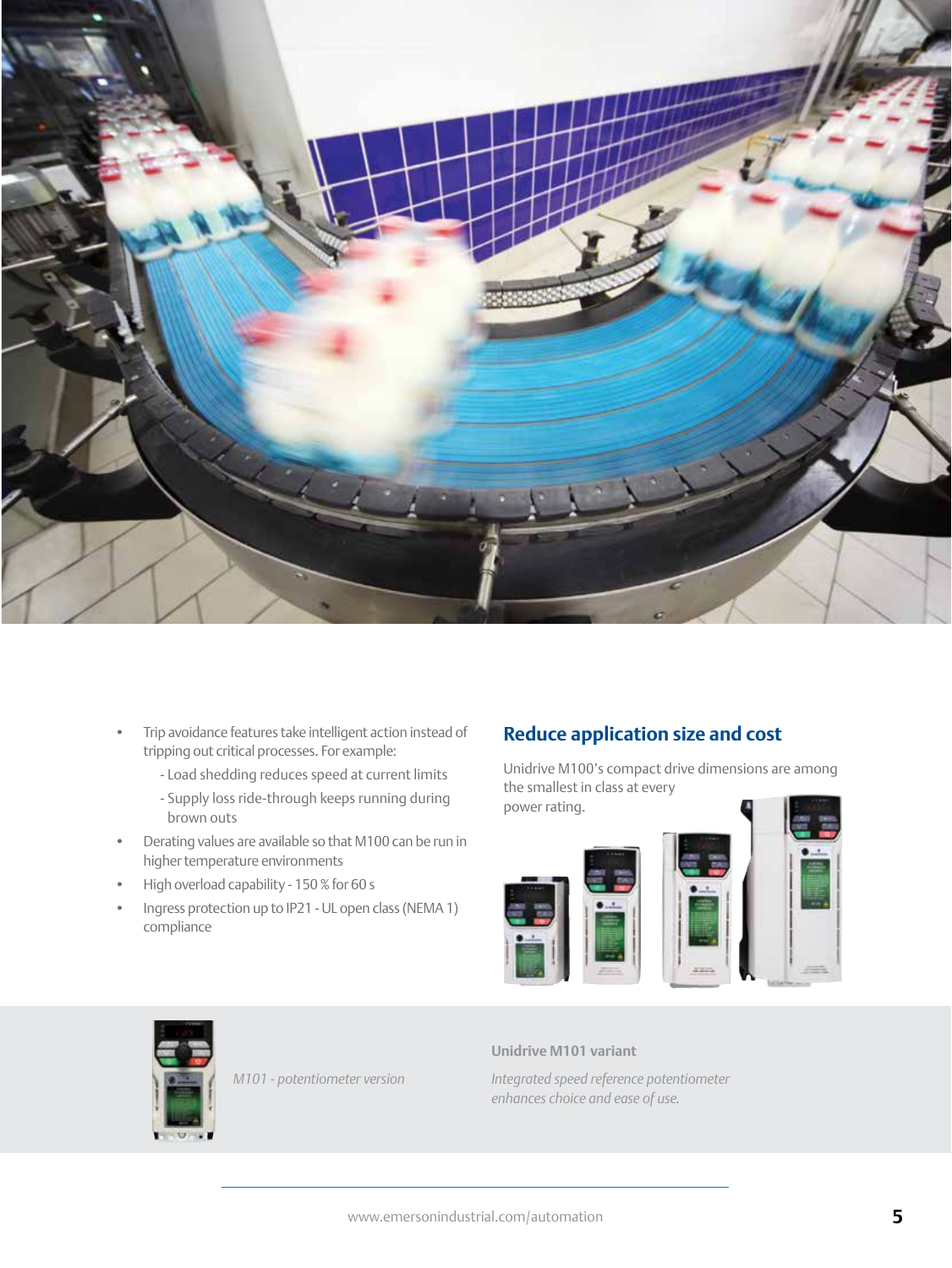- Trip avoidance features take intelligent action instead of tripping out critical processes. For example:
  - Load shedding reduces speed at current limits
  - Supply loss ride-through keeps running during brown outs
- Derating values are available so that M100 can be run in higher temperature environments
- High overload capability - 150 % for 60 s
- Ingress protection up to IP21 - UL open class (NEMA 1) compliance

## Reduce application size and cost

Unidrive M100's compact drive dimensions are among the smallest in class at every power rating.

*M101 - potentiometer version*

**Unidrive M101 variant**

*Integrated speed reference potentiometer enhances choice and ease of use.*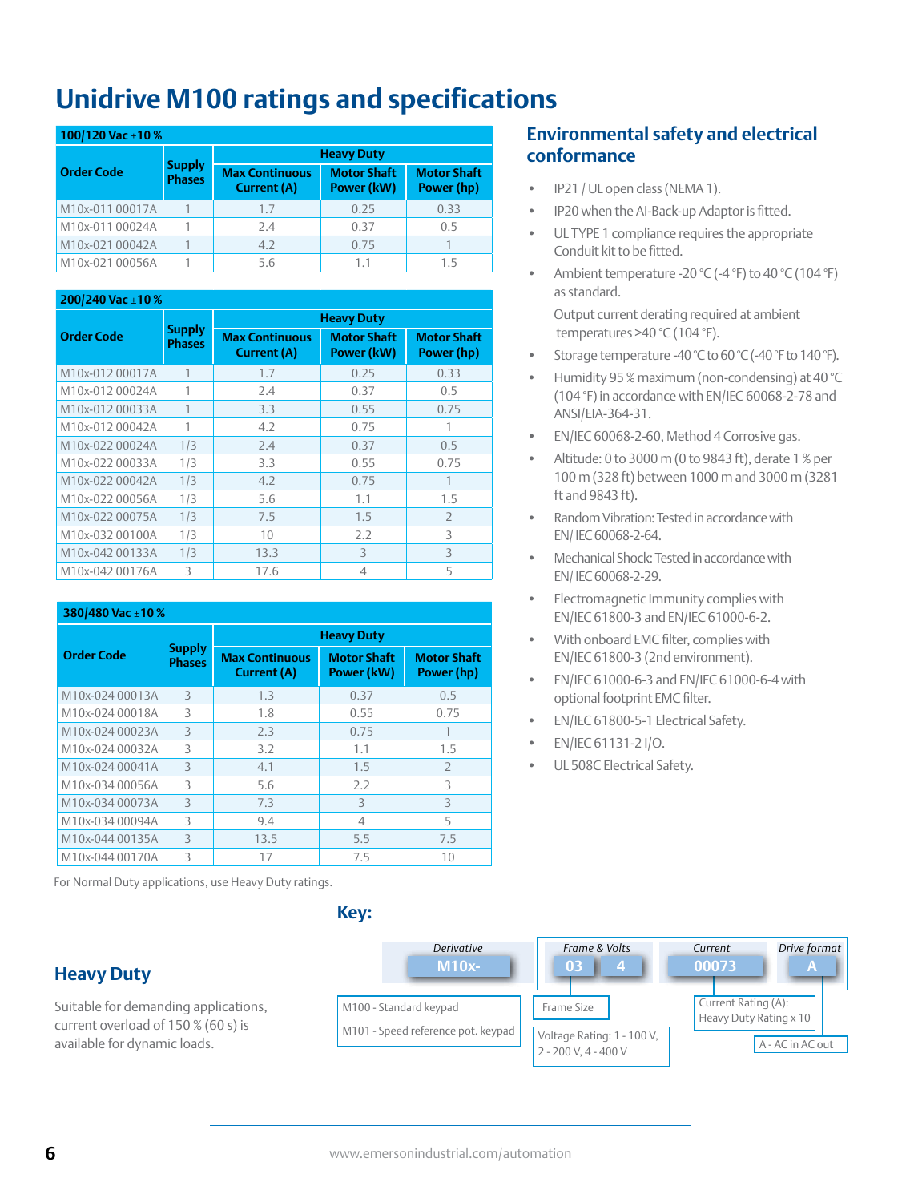# Unidrive M100 ratings and specifications

| 100/120 Vac ±10 % | | | | |
|---|---|---|---|---|
| **Order Code** | **Supply Phases** | **Heavy Duty** | | |
| | | **Max Continuous Current (A)** | **Motor Shaft Power (kW)** | **Motor Shaft Power (hp)** |
| M10x-011 00017A | 1 | 1.7 | 0.25 | 0.33 |
| M10x-011 00024A | 1 | 2.4 | 0.37 | 0.5 |
| M10x-021 00042A | 1 | 4.2 | 0.75 | 1 |
| M10x-021 00056A | 1 | 5.6 | 1.1 | 1.5 |

| 200/240 Vac ±10 % | | | | |
|---|---|---|---|---|
| **Order Code** | **Supply Phases** | **Heavy Duty** | | |
| | | **Max Continuous Current (A)** | **Motor Shaft Power (kW)** | **Motor Shaft Power (hp)** |
| M10x-012 00017A | 1 | 1.7 | 0.25 | 0.33 |
| M10x-012 00024A | 1 | 2.4 | 0.37 | 0.5 |
| M10x-012 00033A | 1 | 3.3 | 0.55 | 0.75 |
| M10x-012 00042A | 1 | 4.2 | 0.75 | 1 |
| M10x-022 00024A | 1/3 | 2.4 | 0.37 | 0.5 |
| M10x-022 00033A | 1/3 | 3.3 | 0.55 | 0.75 |
| M10x-022 00042A | 1/3 | 4.2 | 0.75 | 1 |
| M10x-022 00056A | 1/3 | 5.6 | 1.1 | 1.5 |
| M10x-022 00075A | 1/3 | 7.5 | 1.5 | 2 |
| M10x-032 00100A | 1/3 | 10 | 2.2 | 3 |
| M10x-042 00133A | 1/3 | 13.3 | 3 | 3 |
| M10x-042 00176A | 3 | 17.6 | 4 | 5 |

| 380/480 Vac ±10 % | | | | |
|---|---|---|---|---|
| **Order Code** | **Supply Phases** | **Heavy Duty** | | |
| | | **Max Continuous Current (A)** | **Motor Shaft Power (kW)** | **Motor Shaft Power (hp)** |
| M10x-024 00013A | 3 | 1.3 | 0.37 | 0.5 |
| M10x-024 00018A | 3 | 1.8 | 0.55 | 0.75 |
| M10x-024 00023A | 3 | 2.3 | 0.75 | 1 |
| M10x-024 00032A | 3 | 3.2 | 1.1 | 1.5 |
| M10x-024 00041A | 3 | 4.1 | 1.5 | 2 |
| M10x-034 00056A | 3 | 5.6 | 2.2 | 3 |
| M10x-034 00073A | 3 | 7.3 | 3 | 3 |
| M10x-034 00094A | 3 | 9.4 | 4 | 5 |
| M10x-044 00135A | 3 | 13.5 | 5.5 | 7.5 |
| M10x-044 00170A | 3 | 17 | 7.5 | 10 |

For Normal Duty applications, use Heavy Duty ratings.

## Environmental safety and electrical conformance

- IP21 / UL open class (NEMA 1).
- IP20 when the AI-Back-up Adaptor is fitted.
- UL TYPE 1 compliance requires the appropriate Conduit kit to be fitted.
- Ambient temperature -20 °C (-4 °F) to 40 °C (104 °F) as standard.

  Output current derating required at ambient temperatures >40 °C (104 °F).
- Storage temperature -40 °C to 60 °C (-40 °F to 140 °F).
- Humidity 95 % maximum (non-condensing) at 40 °C (104 °F) in accordance with EN/IEC 60068-2-78 and ANSI/EIA-364-31.
- EN/IEC 60068-2-60, Method 4 Corrosive gas.
- Altitude: 0 to 3000 m (0 to 9843 ft), derate 1 % per 100 m (328 ft) between 1000 m and 3000 m (3281 ft and 9843 ft).
- Random Vibration: Tested in accordance with EN/ IEC 60068-2-64.
- Mechanical Shock: Tested in accordance with EN/ IEC 60068-2-29.
- Electromagnetic Immunity complies with EN/IEC 61800-3 and EN/IEC 61000-6-2.
- With onboard EMC filter, complies with EN/IEC 61800-3 (2nd environment).
- EN/IEC 61000-6-3 and EN/IEC 61000-6-4 with optional footprint EMC filter.
- EN/IEC 61800-5-1 Electrical Safety.
- EN/IEC 61131-2 I/O.
- UL 508C Electrical Safety.

## Key:

| *Derivative* | *Frame & Volts* | | *Current* | *Drive format* |
|---|---|---|---|---|
| M10x- | 03 | 4 | 00073 | A |
| M100 - Standard keypad; M101 - Speed reference pot. keypad | Frame Size | Voltage Rating: 1 - 100 V, 2 - 200 V, 4 - 400 V | Current Rating (A): Heavy Duty Rating x 10 | A - AC in AC out |

## Heavy Duty

Suitable for demanding applications, current overload of 150 % (60 s) is available for dynamic loads.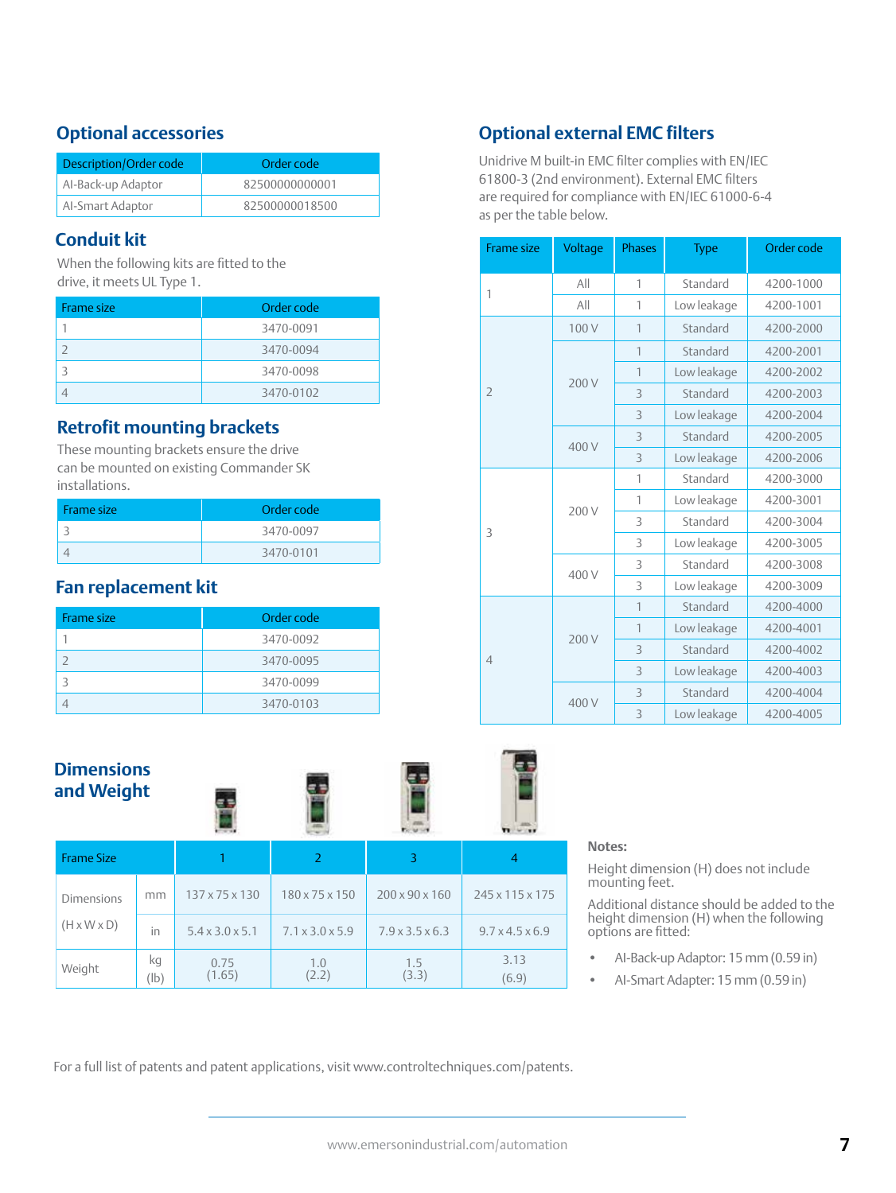## Optional accessories

| Description/Order code | Order code |
|---|---|
| AI-Back-up Adaptor | 82500000000001 |
| AI-Smart Adaptor | 82500000018500 |

## Conduit kit

When the following kits are fitted to the drive, it meets UL Type 1.

| Frame size | Order code |
|---|---|
| 1 | 3470-0091 |
| 2 | 3470-0094 |
| 3 | 3470-0098 |
| 4 | 3470-0102 |

## Retrofit mounting brackets

These mounting brackets ensure the drive can be mounted on existing Commander SK installations.

| Frame size | Order code |
|---|---|
| 3 | 3470-0097 |
| 4 | 3470-0101 |

## Fan replacement kit

| Frame size | Order code |
|---|---|
| 1 | 3470-0092 |
| 2 | 3470-0095 |
| 3 | 3470-0099 |
| 4 | 3470-0103 |

## Optional external EMC filters

Unidrive M built-in EMC filter complies with EN/IEC 61800-3 (2nd environment). External EMC filters are required for compliance with EN/IEC 61000-6-4 as per the table below.

| Frame size | Voltage | Phases | Type | Order code |
|---|---|---|---|---|
| 1 | All | 1 | Standard | 4200-1000 |
| | All | 1 | Low leakage | 4200-1001 |
| 2 | 100 V | 1 | Standard | 4200-2000 |
| | 200 V | 1 | Standard | 4200-2001 |
| | | 1 | Low leakage | 4200-2002 |
| | | 3 | Standard | 4200-2003 |
| | | 3 | Low leakage | 4200-2004 |
| | 400 V | 3 | Standard | 4200-2005 |
| | | 3 | Low leakage | 4200-2006 |
| 3 | 200 V | 1 | Standard | 4200-3000 |
| | | 1 | Low leakage | 4200-3001 |
| | | 3 | Standard | 4200-3004 |
| | | 3 | Low leakage | 4200-3005 |
| | 400 V | 3 | Standard | 4200-3008 |
| | | 3 | Low leakage | 4200-3009 |
| 4 | 200 V | 1 | Standard | 4200-4000 |
| | | 1 | Low leakage | 4200-4001 |
| | | 3 | Standard | 4200-4002 |
| | | 3 | Low leakage | 4200-4003 |
| | 400 V | 3 | Standard | 4200-4004 |
| | | 3 | Low leakage | 4200-4005 |

## Dimensions and Weight

| Frame Size | | 1 | 2 | 3 | 4 |
|---|---|---|---|---|---|
| Dimensions (H x W x D) | mm | 137 x 75 x 130 | 180 x 75 x 150 | 200 x 90 x 160 | 245 x 115 x 175 |
| | in | 5.4 x 3.0 x 5.1 | 7.1 x 3.0 x 5.9 | 7.9 x 3.5 x 6.3 | 9.7 x 4.5 x 6.9 |
| Weight | kg (lb) | 0.75 (1.65) | 1.0 (2.2) | 1.5 (3.3) | 3.13 (6.9) |

**Notes:**

Height dimension (H) does not include mounting feet.

Additional distance should be added to the height dimension (H) when the following options are fitted:

- AI-Back-up Adaptor: 15 mm (0.59 in)
- AI-Smart Adapter: 15 mm (0.59 in)

For a full list of patents and patent applications, visit www.controltechniques.com/patents.

www.emersonindustrial.com/automation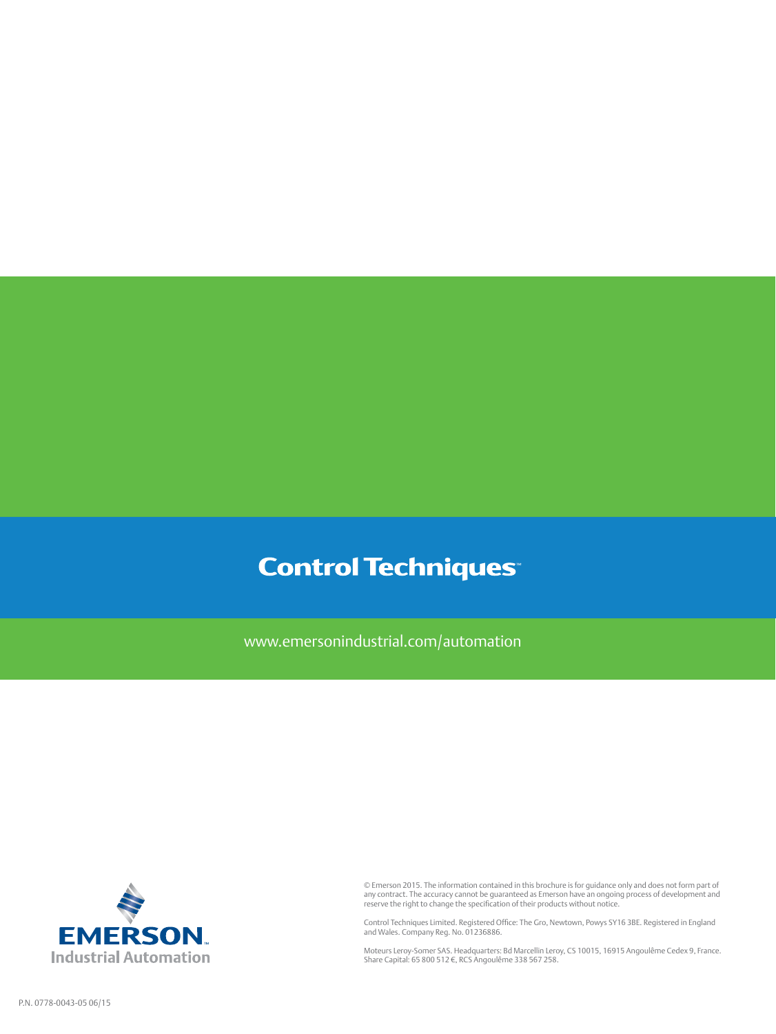Control Techniques™

www.emersonindustrial.com/automation

EMERSON™
Industrial Automation

© Emerson 2015. The information contained in this brochure is for guidance only and does not form part of any contract. The accuracy cannot be guaranteed as Emerson have an ongoing process of development and reserve the right to change the specification of their products without notice.

Control Techniques Limited. Registered Office: The Gro, Newtown, Powys SY16 3BE. Registered in England and Wales. Company Reg. No. 01236886.

Moteurs Leroy-Somer SAS. Headquarters: Bd Marcellin Leroy, CS 10015, 16915 Angoulême Cedex 9, France. Share Capital: 65 800 512 €, RCS Angoulême 338 567 258.

P.N. 0778-0043-05 06/15